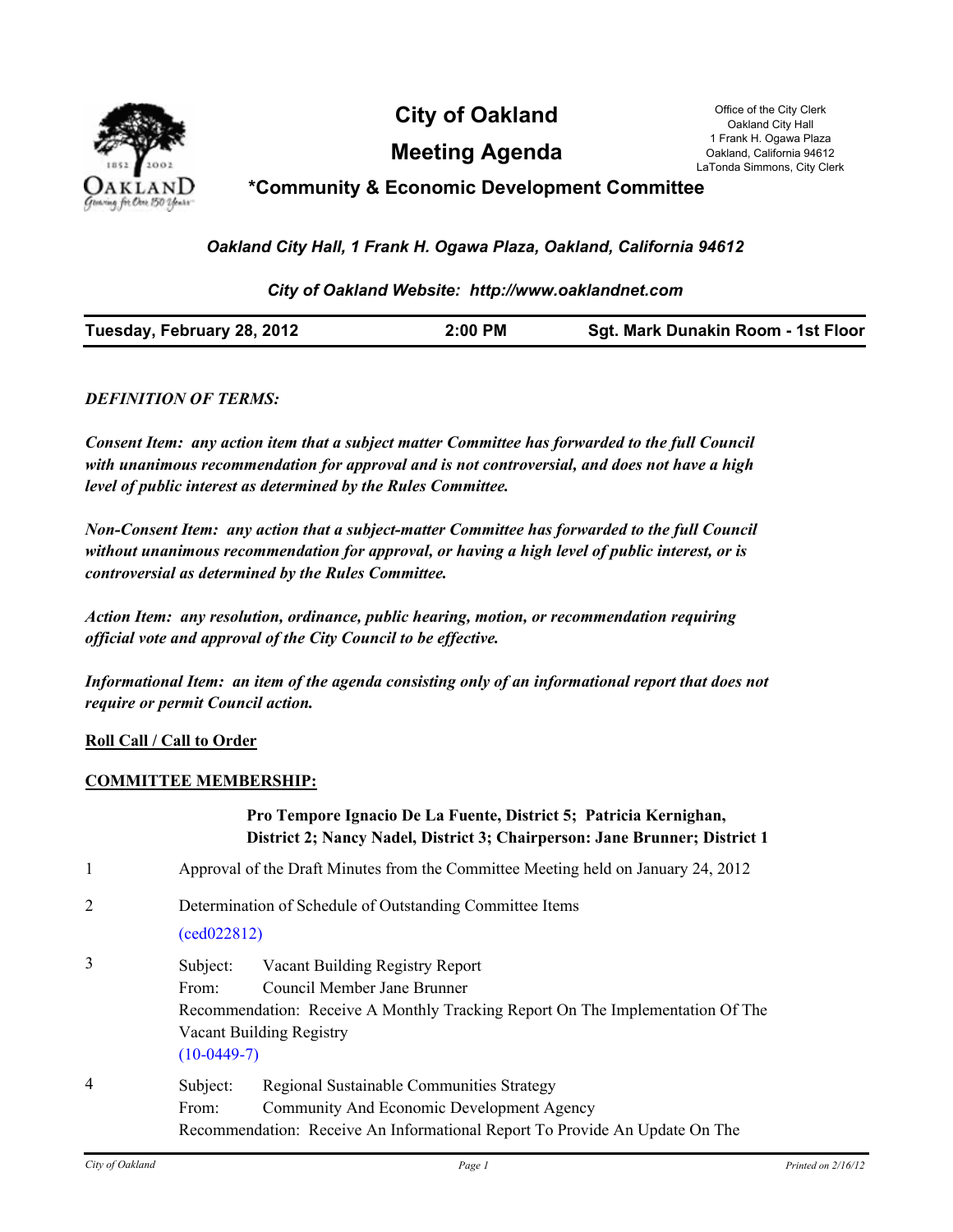# City of Oakland

## Meeting Agenda

### *Community & Economic Development Committee

Office of the City Clerk
Oakland City Hall
1 Frank H. Ogawa Plaza
Oakland, California 94612
LaTonda Simmons, City Clerk

***Oakland City Hall, 1 Frank H. Ogawa Plaza, Oakland, California 94612***

***City of Oakland Website: http://www.oaklandnet.com***

| **Tuesday, February 28, 2012** | **2:00 PM** | **Sgt. Mark Dunakin Room - 1st Floor** |
|---|---|---|

***DEFINITION OF TERMS:***

***Consent Item: any action item that a subject matter Committee has forwarded to the full Council with unanimous recommendation for approval and is not controversial, and does not have a high level of public interest as determined by the Rules Committee.***

***Non-Consent Item: any action that a subject-matter Committee has forwarded to the full Council without unanimous recommendation for approval, or having a high level of public interest, or is controversial as determined by the Rules Committee.***

***Action Item: any resolution, ordinance, public hearing, motion, or recommendation requiring official vote and approval of the City Council to be effective.***

***Informational Item: an item of the agenda consisting only of an informational report that does not require or permit Council action.***

**Roll Call / Call to Order**

**COMMITTEE MEMBERSHIP:**

**Pro Tempore Ignacio De La Fuente, District 5; Patricia Kernighan, District 2; Nancy Nadel, District 3; Chairperson: Jane Brunner; District 1**

1 Approval of the Draft Minutes from the Committee Meeting held on January 24, 2012

2 Determination of Schedule of Outstanding Committee Items

(ced022812)

3 Subject: Vacant Building Registry Report
From: Council Member Jane Brunner
Recommendation: Receive A Monthly Tracking Report On The Implementation Of The Vacant Building Registry
(10-0449-7)

4 Subject: Regional Sustainable Communities Strategy
From: Community And Economic Development Agency
Recommendation: Receive An Informational Report To Provide An Update On The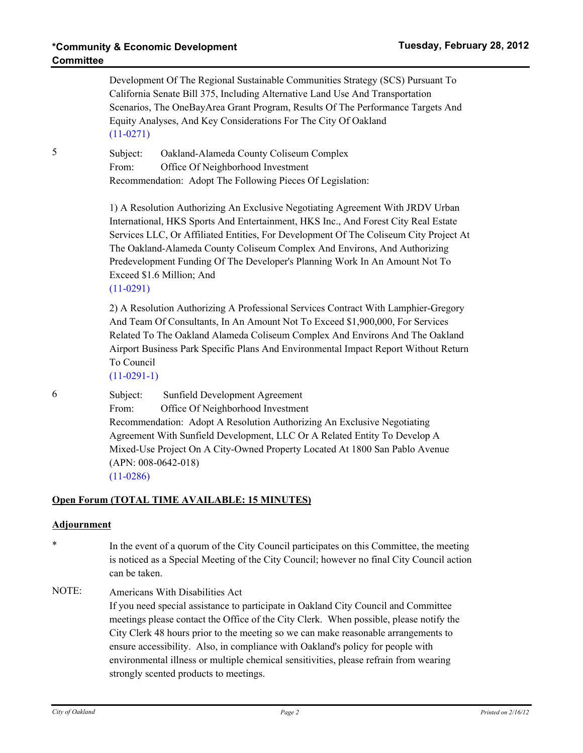Development Of The Regional Sustainable Communities Strategy (SCS) Pursuant To California Senate Bill 375, Including Alternative Land Use And Transportation Scenarios, The OneBayArea Grant Program, Results Of The Performance Targets And Equity Analyses, And Key Considerations For The City Of Oakland
(11-0271)

5 Subject: Oakland-Alameda County Coliseum Complex
From: Office Of Neighborhood Investment
Recommendation: Adopt The Following Pieces Of Legislation:

1) A Resolution Authorizing An Exclusive Negotiating Agreement With JRDV Urban International, HKS Sports And Entertainment, HKS Inc., And Forest City Real Estate Services LLC, Or Affiliated Entities, For Development Of The Coliseum City Project At The Oakland-Alameda County Coliseum Complex And Environs, And Authorizing Predevelopment Funding Of The Developer's Planning Work In An Amount Not To Exceed $1.6 Million; And
(11-0291)

2) A Resolution Authorizing A Professional Services Contract With Lamphier-Gregory And Team Of Consultants, In An Amount Not To Exceed $1,900,000, For Services Related To The Oakland Alameda Coliseum Complex And Environs And The Oakland Airport Business Park Specific Plans And Environmental Impact Report Without Return To Council
(11-0291-1)

6 Subject: Sunfield Development Agreement
From: Office Of Neighborhood Investment
Recommendation: Adopt A Resolution Authorizing An Exclusive Negotiating Agreement With Sunfield Development, LLC Or A Related Entity To Develop A Mixed-Use Project On A City-Owned Property Located At 1800 San Pablo Avenue (APN: 008-0642-018)
(11-0286)

**Open Forum (TOTAL TIME AVAILABLE: 15 MINUTES)**

**Adjournment**

* In the event of a quorum of the City Council participates on this Committee, the meeting is noticed as a Special Meeting of the City Council; however no final City Council action can be taken.

NOTE: Americans With Disabilities Act
If you need special assistance to participate in Oakland City Council and Committee meetings please contact the Office of the City Clerk. When possible, please notify the City Clerk 48 hours prior to the meeting so we can make reasonable arrangements to ensure accessibility. Also, in compliance with Oakland's policy for people with environmental illness or multiple chemical sensitivities, please refrain from wearing strongly scented products to meetings.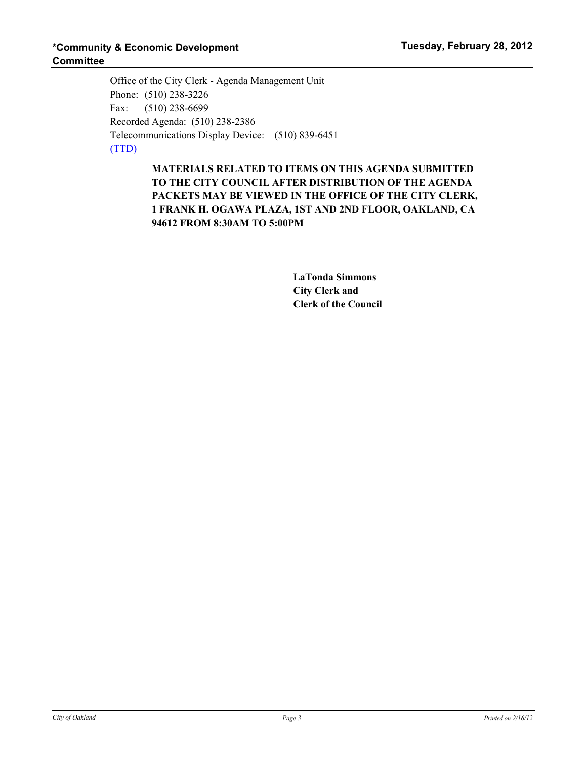Office of the City Clerk - Agenda Management Unit
Phone: (510) 238-3226
Fax: (510) 238-6699
Recorded Agenda: (510) 238-2386
Telecommunications Display Device: (510) 839-6451
(TTD)

**MATERIALS RELATED TO ITEMS ON THIS AGENDA SUBMITTED TO THE CITY COUNCIL AFTER DISTRIBUTION OF THE AGENDA PACKETS MAY BE VIEWED IN THE OFFICE OF THE CITY CLERK, 1 FRANK H. OGAWA PLAZA, 1ST AND 2ND FLOOR, OAKLAND, CA 94612 FROM 8:30AM TO 5:00PM**

**LaTonda Simmons**
**City Clerk and**
**Clerk of the Council**